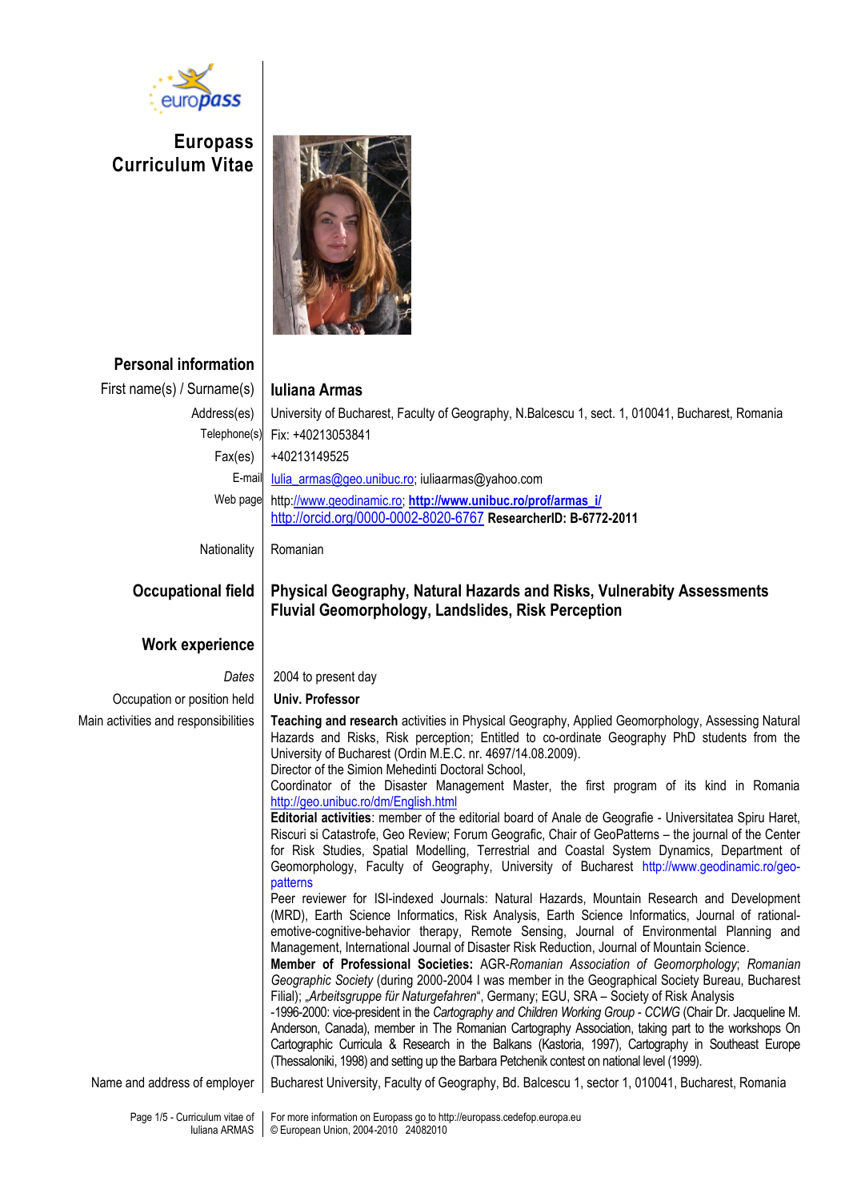# Europass Curriculum Vitae

## Personal information

| | |
|---|---|
| First name(s) / Surname(s) | **Iuliana Armas** |
| Address(es) | University of Bucharest, Faculty of Geography, N.Balcescu 1, sect. 1, 010041, Bucharest, Romania |
| Telephone(s) | Fix: +40213053841 |
| Fax(es) | +40213149525 |
| E-mail | Iulia_armas@geo.unibuc.ro; iuliaarmas@yahoo.com |
| Web page | http://www.geodinamic.ro; **http://www.unibuc.ro/prof/armas_i/** http://orcid.org/0000-0002-8020-6767 **ResearcherID: B-6772-2011** |
| Nationality | Romanian |

## Occupational field

**Physical Geography, Natural Hazards and Risks, Vulnerabity Assessments Fluvial Geomorphology, Landslides, Risk Perception**

## Work experience

*Dates*: 2004 to present day

**Occupation or position held**: **Univ. Professor**

**Main activities and responsibilities**:

**Teaching and research** activities in Physical Geography, Applied Geomorphology, Assessing Natural Hazards and Risks, Risk perception; Entitled to co-ordinate Geography PhD students from the University of Bucharest (Ordin M.E.C. nr. 4697/14.08.2009).
Director of the Simion Mehedinti Doctoral School,
Coordinator of the Disaster Management Master, the first program of its kind in Romania http://geo.unibuc.ro/dm/English.html
**Editorial activities**: member of the editorial board of Anale de Geografie - Universitatea Spiru Haret, Riscuri si Catastrofe, Geo Review; Forum Geografic, Chair of GeoPatterns – the journal of the Center for Risk Studies, Spatial Modelling, Terrestrial and Coastal System Dynamics, Department of Geomorphology, Faculty of Geography, University of Bucharest http://www.geodinamic.ro/geo-patterns
Peer reviewer for ISI-indexed Journals: Natural Hazards, Mountain Research and Development (MRD), Earth Science Informatics, Risk Analysis, Earth Science Informatics, Journal of rational-emotive-cognitive-behavior therapy, Remote Sensing, Journal of Environmental Planning and Management, International Journal of Disaster Risk Reduction, Journal of Mountain Science.
**Member of Professional Societies:** AGR-*Romanian Association of Geomorphology*; *Romanian Geographic Society* (during 2000-2004 I was member in the Geographical Society Bureau, Bucharest Filial); „*Arbeitsgruppe für Naturgefahren*“, Germany; EGU, SRA – Society of Risk Analysis
-1996-2000: vice-president in the *Cartography and Children Working Group - CCWG* (Chair Dr. Jacqueline M. Anderson, Canada), member in The Romanian Cartography Association, taking part to the workshops On Cartographic Curricula & Research in the Balkans (Kastoria, 1997), Cartography in Southeast Europe (Thessaloniki, 1998) and setting up the Barbara Petchenik contest on national level (1999).

**Name and address of employer**: Bucharest University, Faculty of Geography, Bd. Balcescu 1, sector 1, 010041, Bucharest, Romania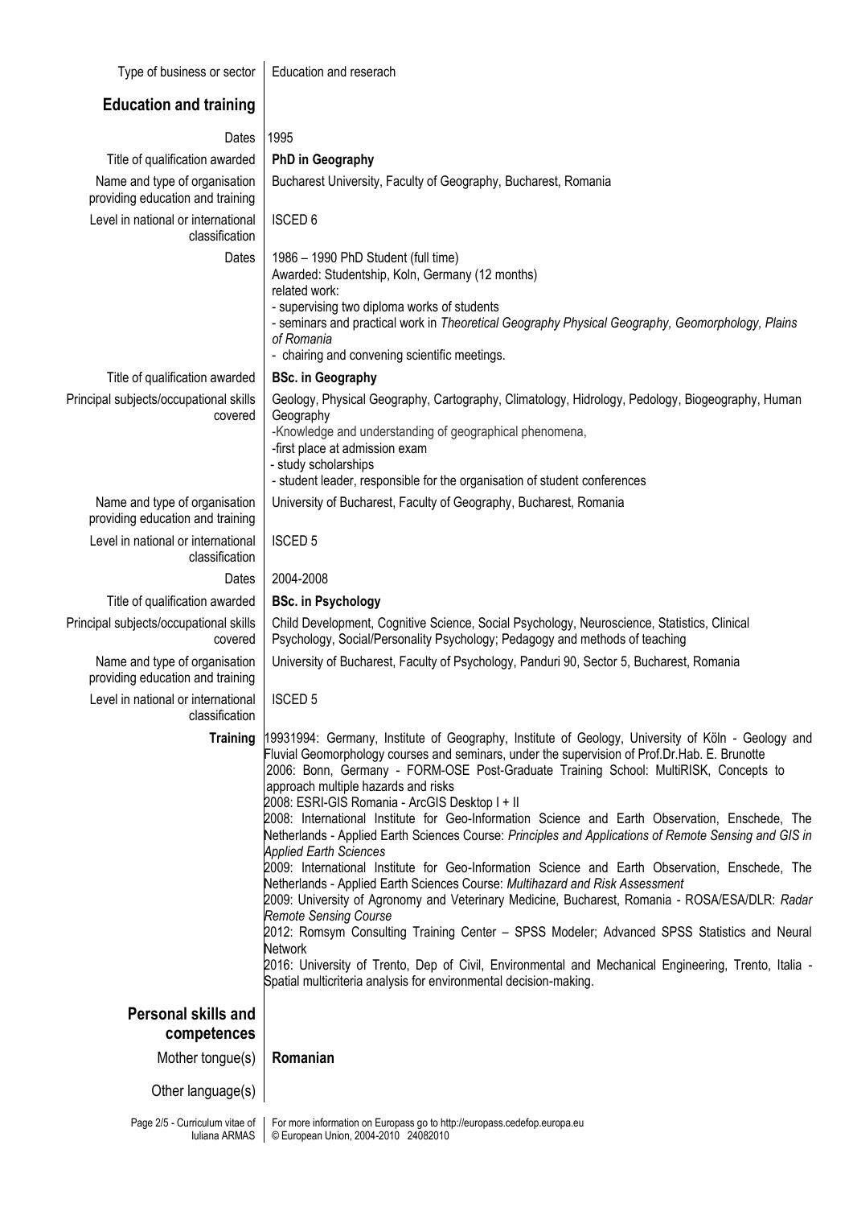| | |
|---|---|
| Type of business or sector | Education and reserach |

## Education and training

| | |
|---|---|
| Dates | 1995 |
| Title of qualification awarded | **PhD in Geography** |
| Name and type of organisation providing education and training | Bucharest University, Faculty of Geography, Bucharest, Romania |
| Level in national or international classification | ISCED 6 |
| Dates | 1986 – 1990 PhD Student (full time)<br>Awarded: Studentship, Koln, Germany (12 months)<br>related work:<br>- supervising two diploma works of students<br>- seminars and practical work in *Theoretical Geography Physical Geography, Geomorphology, Plains of Romania*<br>- chairing and convening scientific meetings. |
| Title of qualification awarded | **BSc. in Geography** |
| Principal subjects/occupational skills covered | Geology, Physical Geography, Cartography, Climatology, Hidrology, Pedology, Biogeography, Human Geography<br>-Knowledge and understanding of geographical phenomena,<br>-first place at admission exam<br>- study scholarships<br>- student leader, responsible for the organisation of student conferences |
| Name and type of organisation providing education and training | University of Bucharest, Faculty of Geography, Bucharest, Romania |
| Level in national or international classification | ISCED 5 |
| Dates | 2004-2008 |
| Title of qualification awarded | **BSc. in Psychology** |
| Principal subjects/occupational skills covered | Child Development, Cognitive Science, Social Psychology, Neuroscience, Statistics, Clinical Psychology, Social/Personality Psychology; Pedagogy and methods of teaching |
| Name and type of organisation providing education and training | University of Bucharest, Faculty of Psychology, Panduri 90, Sector 5, Bucharest, Romania |
| Level in national or international classification | ISCED 5 |
| **Training** | 19931994: Germany, Institute of Geography, Institute of Geology, University of Köln - Geology and Fluvial Geomorphology courses and seminars, under the supervision of Prof.Dr.Hab. E. Brunotte<br>2006: Bonn, Germany - FORM-OSE Post-Graduate Training School: MultiRISK, Concepts to approach multiple hazards and risks<br>2008: ESRI-GIS Romania - ArcGIS Desktop I + II<br>2008: International Institute for Geo-Information Science and Earth Observation, Enschede, The Netherlands - Applied Earth Sciences Course: *Principles and Applications of Remote Sensing and GIS in Applied Earth Sciences*<br>2009: International Institute for Geo-Information Science and Earth Observation, Enschede, The Netherlands - Applied Earth Sciences Course: *Multihazard and Risk Assessment*<br>2009: University of Agronomy and Veterinary Medicine, Bucharest, Romania - ROSA/ESA/DLR: *Radar Remote Sensing Course*<br>2012: Romsym Consulting Training Center – SPSS Modeler; Advanced SPSS Statistics and Neural Network<br>2016: University of Trento, Dep of Civil, Environmental and Mechanical Engineering, Trento, Italia - Spatial multicriteria analysis for environmental decision-making. |

## Personal skills and competences

| | |
|---|---|
| Mother tongue(s) | **Romanian** |
| Other language(s) | |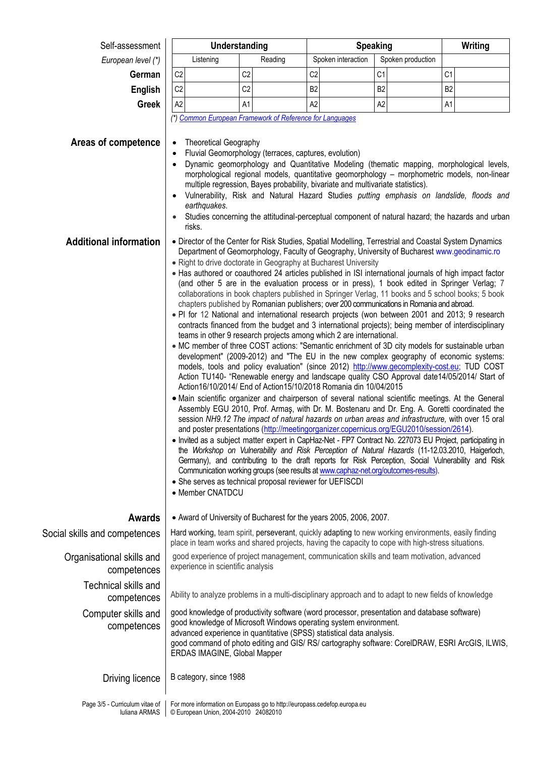| Self-assessment | Understanding | | Speaking | | Writing |
|---|---|---|---|---|---|
| *European level (\*)* | Listening | Reading | Spoken interaction | Spoken production | |
| **German** | C2 | C2 | C2 | C1 | C1 |
| **English** | C2 | C2 | B2 | B2 | B2 |
| **Greek** | A2 | A1 | A2 | A2 | A1 |

(\*) [Common European Framework of Reference for Languages]()

**Areas of competence**

- Theoretical Geography
- Fluvial Geomorphology (terraces, captures, evolution)
- Dynamic geomorphology and Quantitative Modeling (thematic mapping, morphological levels, morphological regional models, quantitative geomorphology – morphometric models, non-linear multiple regression, Bayes probability, bivariate and multivariate statistics).
- Vulnerability, Risk and Natural Hazard Studies *putting emphasis on landslide, floods and earthquakes*.
- Studies concerning the attitudinal-perceptual component of natural hazard; the hazards and urban risks.

**Additional information**

- Director of the Center for Risk Studies, Spatial Modelling, Terrestrial and Coastal System Dynamics Department of Geomorphology, Faculty of Geography, University of Bucharest www.geodinamic.ro
- Right to drive doctorate in Geography at Bucharest University
- Has authored or coauthored 24 articles published in ISI international journals of high impact factor (and other 5 are in the evaluation process or in press), 1 book edited in Springer Verlag; 7 collaborations in book chapters published in Springer Verlag, 11 books and 5 school books; 5 book chapters published by Romanian publishers; over 200 communications in Romania and abroad.
- PI for 12 National and international research projects (won between 2001 and 2013; 9 research contracts financed from the budget and 3 international projects); being member of interdisciplinary teams in other 9 research projects among which 2 are international.
- MC member of three COST actions: "Semantic enrichment of 3D city models for sustainable urban development" (2009-2012) and "The EU in the new complex geography of economic systems: models, tools and policy evaluation" (since 2012) http://www.gecomplexity-cost.eu; TUD COST Action TU140- "Renewable energy and landscape quality CSO Approval date14/05/2014/ Start of Action16/10/2014/ End of Action15/10/2018 Romania din 10/04/2015
- Main scientific organizer and chairperson of several national scientific meetings. At the General Assembly EGU 2010, Prof. Armaş, with Dr. M. Bostenaru and Dr. Eng. A. Goretti coordinated the session *NH9.12 The impact of natural hazards on urban areas and infrastructure,* with over 15 oral and poster presentations (http://meetingorganizer.copernicus.org/EGU2010/session/2614).
- Invited as a subject matter expert in CapHaz-Net - FP7 Contract No. 227073 EU Project, participating in the *Workshop on Vulnerability and Risk Perception of Natural Hazards* (11-12.03.2010, Haigerloch, Germany), and contributing to the draft reports for Risk Perception, Social Vulnerability and Risk Communication working groups (see results at www.caphaz-net.org/outcomes-results).
- She serves as technical proposal reviewer for UEFISCDI
- Member CNATDCU

**Awards**

- Award of University of Bucharest for the years 2005, 2006, 2007.

**Social skills and competences**

Hard working, team spirit, perseverant, quickly adapting to new working environments, easily finding place in team works and shared projects, having the capacity to cope with high-stress situations.

**Organisational skills and competences**

good experience of project management, communication skills and team motivation, advanced experience in scientific analysis

**Technical skills and competences**

Ability to analyze problems in a multi-disciplinary approach and to adapt to new fields of knowledge

**Computer skills and competences**

good knowledge of productivity software (word processor, presentation and database software)
good knowledge of Microsoft Windows operating system environment.
advanced experience in quantitative (SPSS) statistical data analysis.
good command of photo editing and GIS/ RS/ cartography software: CorelDRAW, ESRI ArcGIS, ILWIS, ERDAS IMAGINE, Global Mapper

**Driving licence**

B category, since 1988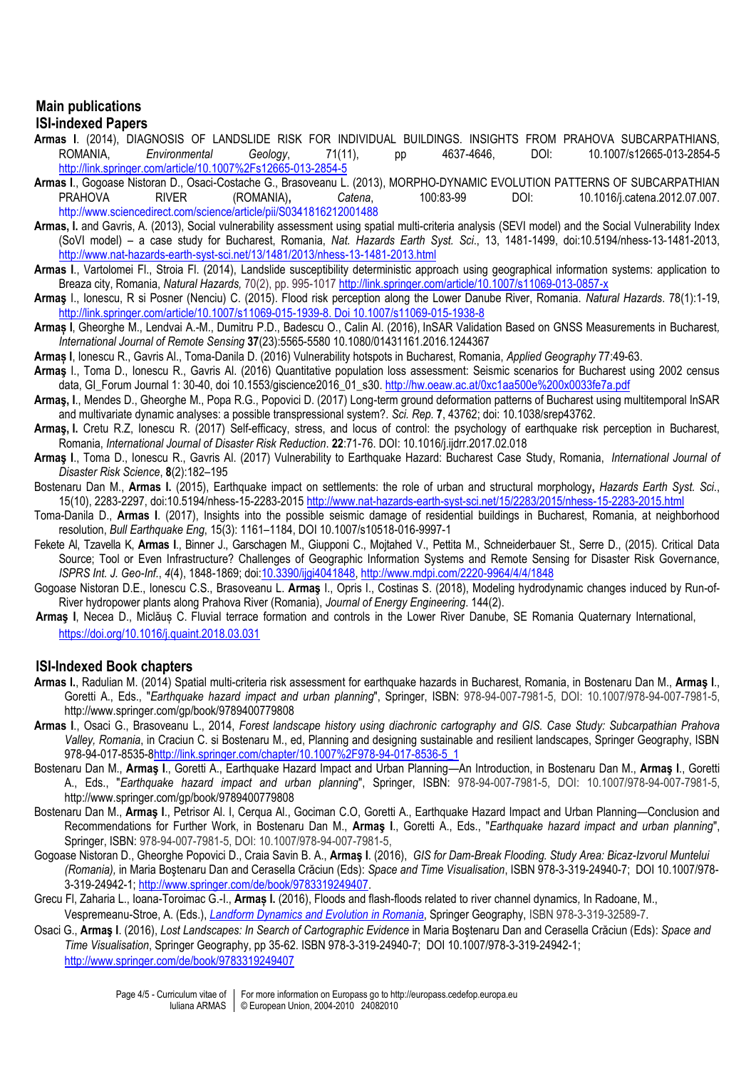## Main publications

### ISI-indexed Papers

**Armas I**. (2014), DIAGNOSIS OF LANDSLIDE RISK FOR INDIVIDUAL BUILDINGS. INSIGHTS FROM PRAHOVA SUBCARPATHIANS, ROMANIA, *Environmental Geology*, 71(11), pp 4637-4646, DOI: 10.1007/s12665-013-2854-5 http://link.springer.com/article/10.1007%2Fs12665-013-2854-5

**Armas I**., Gogoase Nistoran D., Osaci-Costache G., Brasoveanu L. (2013), MORPHO-DYNAMIC EVOLUTION PATTERNS OF SUBCARPATHIAN PRAHOVA RIVER (ROMANIA)**,** *Catena*, 100:83-99 DOI: 10.1016/j.catena.2012.07.007. http://www.sciencedirect.com/science/article/pii/S0341816212001488

**Armas, I.** and Gavris, A. (2013), Social vulnerability assessment using spatial multi-criteria analysis (SEVI model) and the Social Vulnerability Index (SoVI model) – a case study for Bucharest, Romania, *Nat. Hazards Earth Syst. Sci*., 13, 1481-1499, doi:10.5194/nhess-13-1481-2013, http://www.nat-hazards-earth-syst-sci.net/13/1481/2013/nhess-13-1481-2013.html

**Armas I**., Vartolomei Fl., Stroia Fl. (2014), Landslide susceptibility deterministic approach using geographical information systems: application to Breaza city, Romania, *Natural Hazards,* 70(2), pp. 995-1017 http://link.springer.com/article/10.1007/s11069-013-0857-x

**Armaş** I., Ionescu, R si Posner (Nenciu) C. (2015). Flood risk perception along the Lower Danube River, Romania. *Natural Hazards*. 78(1):1-19, http://link.springer.com/article/10.1007/s11069-015-1939-8. Doi 10.1007/s11069-015-1938-8

**Armaș I**, Gheorghe M., Lendvai A.-M., Dumitru P.D., Badescu O., Calin Al. (2016), InSAR Validation Based on GNSS Measurements in Bucharest, *International Journal of Remote Sensing* **37**(23):5565-5580 10.1080/01431161.2016.1244367

**Armaș I**, Ionescu R., Gavris Al., Toma-Danila D. (2016) Vulnerability hotspots in Bucharest, Romania, *Applied Geography* 77:49-63.

**Armaș** I., Toma D., Ionescu R., Gavris Al. (2016) Quantitative population loss assessment: Seismic scenarios for Bucharest using 2002 census data, GI_Forum Journal 1: 30-40, doi 10.1553/giscience2016_01_s30. http://hw.oeaw.ac.at/0xc1aa500e%200x0033fe7a.pdf

**Armaş, I**., Mendes D., Gheorghe M., Popa R.G., Popovici D. (2017) Long-term ground deformation patterns of Bucharest using multitemporal InSAR and multivariate dynamic analyses: a possible transpressional system?. *Sci. Rep.* **7**, 43762; doi: 10.1038/srep43762.

**Armaş, I.** Cretu R.Z, Ionescu R. (2017) Self-efficacy, stress, and locus of control: the psychology of earthquake risk perception in Bucharest, Romania, *International Journal of Disaster Risk Reduction*. **22**:71-76. DOI: 10.1016/j.ijdrr.2017.02.018

**Armaș I**., Toma D., Ionescu R., Gavris Al. (2017) Vulnerability to Earthquake Hazard: Bucharest Case Study, Romania, *International Journal of Disaster Risk Science*, **8**(2):182–195

Bostenaru Dan M., **Armas I.** (2015), Earthquake impact on settlements: the role of urban and structural morphology**,** *Hazards Earth Syst. Sci*., 15(10), 2283-2297, doi:10.5194/nhess-15-2283-2015 http://www.nat-hazards-earth-syst-sci.net/15/2283/2015/nhess-15-2283-2015.html

Toma-Danila D., **Armas I**. (2017), Insights into the possible seismic damage of residential buildings in Bucharest, Romania, at neighborhood resolution, *Bull Earthquake Eng*, 15(3): 1161–1184, DOI 10.1007/s10518-016-9997-1

Fekete Al, Tzavella K, **Armas I**., Binner J., Garschagen M., Giupponi C., Mojtahed V., Pettita M., Schneiderbauer St., Serre D., (2015). Critical Data Source; Tool or Even Infrastructure? Challenges of Geographic Information Systems and Remote Sensing for Disaster Risk Governance, *ISPRS Int. J. Geo-Inf.*, *4*(4), 1848-1869; doi:10.3390/ijgi4041848, http://www.mdpi.com/2220-9964/4/4/1848

Gogoase Nistoran D.E., Ionescu C.S., Brasoveanu L. **Armaş** I., Opris I., Costinas S. (2018), Modeling hydrodynamic changes induced by Run-of-River hydropower plants along Prahova River (Romania), *Journal of Energy Engineering*. 144(2).

**Armaş I**, Necea D., Miclăuș C. Fluvial terrace formation and controls in the Lower River Danube, SE Romania Quaternary International, https://doi.org/10.1016/j.quaint.2018.03.031

### ISI-Indexed Book chapters

**Armas I**., Radulian M. (2014) Spatial multi-criteria risk assessment for earthquake hazards in Bucharest, Romania, in Bostenaru Dan M., **Armaş I**., Goretti A., Eds., "*Earthquake hazard impact and urban planning*", Springer, ISBN: 978-94-007-7981-5, DOI: 10.1007/978-94-007-7981-5, http://www.springer.com/gp/book/9789400779808

**Armas I**., Osaci G., Brasoveanu L., 2014, *Forest landscape history using diachronic cartography and GIS. Case Study: Subcarpathian Prahova Valley, Romania*, in Craciun C. si Bostenaru M., ed, Planning and designing sustainable and resilient landscapes, Springer Geography, ISBN 978-94-017-8535-8http://link.springer.com/chapter/10.1007%2F978-94-017-8536-5_1

Bostenaru Dan M., **Armaş I**., Goretti A., Earthquake Hazard Impact and Urban Planning—An Introduction, in Bostenaru Dan M., **Armaş I**., Goretti A., Eds., "*Earthquake hazard impact and urban planning*", Springer, ISBN: 978-94-007-7981-5, DOI: 10.1007/978-94-007-7981-5, http://www.springer.com/gp/book/9789400779808

Bostenaru Dan M., **Armaş I**., Petrisor Al. I, Cerqua Al., Gociman C.O, Goretti A., Earthquake Hazard Impact and Urban Planning—Conclusion and Recommendations for Further Work, in Bostenaru Dan M., **Armaş I**., Goretti A., Eds., "*Earthquake hazard impact and urban planning*", Springer, ISBN: 978-94-007-7981-5, DOI: 10.1007/978-94-007-7981-5,

Gogoase Nistoran D., Gheorghe Popovici D., Craia Savin B. A., **Armaș I**. (2016), *GIS for Dam-Break Flooding. Study Area: Bicaz-Izvorul Muntelui (Romania),* in Maria Boştenaru Dan and Cerasella Crăciun (Eds): *Space and Time Visualisation*, ISBN 978-3-319-24940-7; DOI 10.1007/978-3-319-24942-1; http://www.springer.com/de/book/9783319249407.

Grecu Fl, Zaharia L., Ioana-Toroimac G.-I., **Armaș I.** (2016), Floods and flash-floods related to river channel dynamics, In Radoane, M., Vespremeanu-Stroe, A. (Eds.), *Landform Dynamics and Evolution in Romania*, Springer Geography, ISBN 978-3-319-32589-7.

Osaci G., **Armaş I**. (2016), *Lost Landscapes: In Search of Cartographic Evidence* in Maria Boştenaru Dan and Cerasella Crăciun (Eds): *Space and Time Visualisation*, Springer Geography, pp 35-62. ISBN 978-3-319-24940-7; DOI 10.1007/978-3-319-24942-1; http://www.springer.com/de/book/9783319249407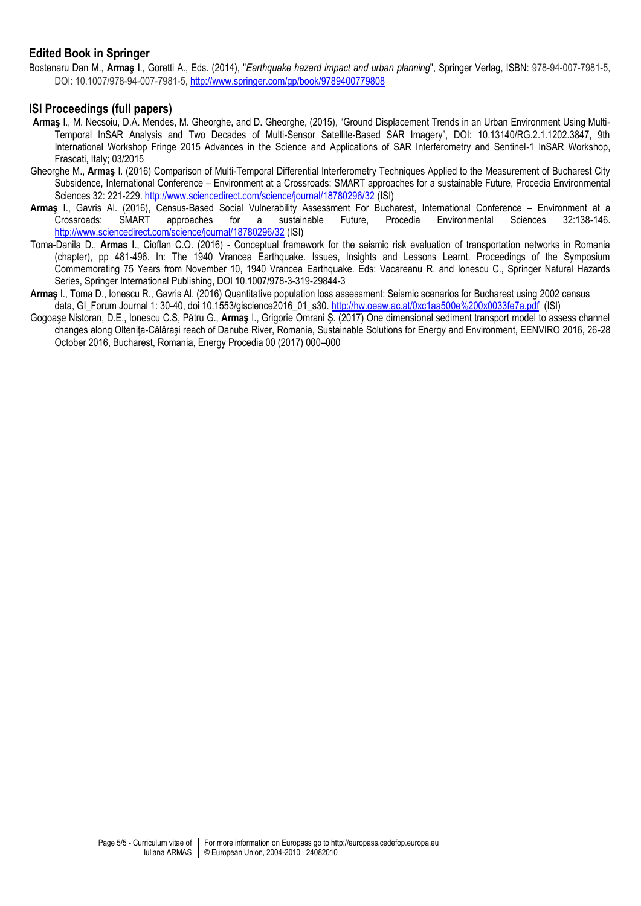## Edited Book in Springer

Bostenaru Dan M., **Armaş I.**, Goretti A., Eds. (2014), "*Earthquake hazard impact and urban planning*", Springer Verlag, ISBN: 978-94-007-7981-5, DOI: 10.1007/978-94-007-7981-5, http://www.springer.com/gp/book/9789400779808

## ISI Proceedings (full papers)

**Armaş** I., M. Necsoiu, D.A. Mendes, M. Gheorghe, and D. Gheorghe, (2015), "Ground Displacement Trends in an Urban Environment Using Multi-Temporal InSAR Analysis and Two Decades of Multi-Sensor Satellite-Based SAR Imagery", DOI: 10.13140/RG.2.1.1202.3847, 9th International Workshop Fringe 2015 Advances in the Science and Applications of SAR Interferometry and Sentinel-1 InSAR Workshop, Frascati, Italy; 03/2015

Gheorghe M., **Armaş** I. (2016) Comparison of Multi-Temporal Differential Interferometry Techniques Applied to the Measurement of Bucharest City Subsidence, International Conference – Environment at a Crossroads: SMART approaches for a sustainable Future, Procedia Environmental Sciences 32: 221-229. http://www.sciencedirect.com/science/journal/18780296/32 (ISI)

**Armaş I**., Gavris Al. (2016), Census-Based Social Vulnerability Assessment For Bucharest, International Conference – Environment at a Crossroads: SMART approaches for a sustainable Future, Procedia Environmental Sciences 32:138-146. http://www.sciencedirect.com/science/journal/18780296/32 (ISI)

Toma-Danila D., **Armas I**., Cioflan C.O. (2016) - Conceptual framework for the seismic risk evaluation of transportation networks in Romania (chapter), pp 481-496. In: The 1940 Vrancea Earthquake. Issues, Insights and Lessons Learnt. Proceedings of the Symposium Commemorating 75 Years from November 10, 1940 Vrancea Earthquake. Eds: Vacareanu R. and Ionescu C., Springer Natural Hazards Series, Springer International Publishing, DOI 10.1007/978-3-319-29844-3

**Armaş** I., Toma D., Ionescu R., Gavris Al. (2016) Quantitative population loss assessment: Seismic scenarios for Bucharest using 2002 census data, GI_Forum Journal 1: 30-40, doi 10.1553/giscience2016_01_s30. http://hw.oeaw.ac.at/0xc1aa500e%200x0033fe7a.pdf (ISI)

Gogoaşe Nistoran, D.E., Ionescu C.S, Pătru G., **Armaş** I., Grigorie Omrani Ş. (2017) One dimensional sediment transport model to assess channel changes along Olteniţa-Călăraşi reach of Danube River, Romania, Sustainable Solutions for Energy and Environment, EENVIRO 2016, 26-28 October 2016, Bucharest, Romania, Energy Procedia 00 (2017) 000–000